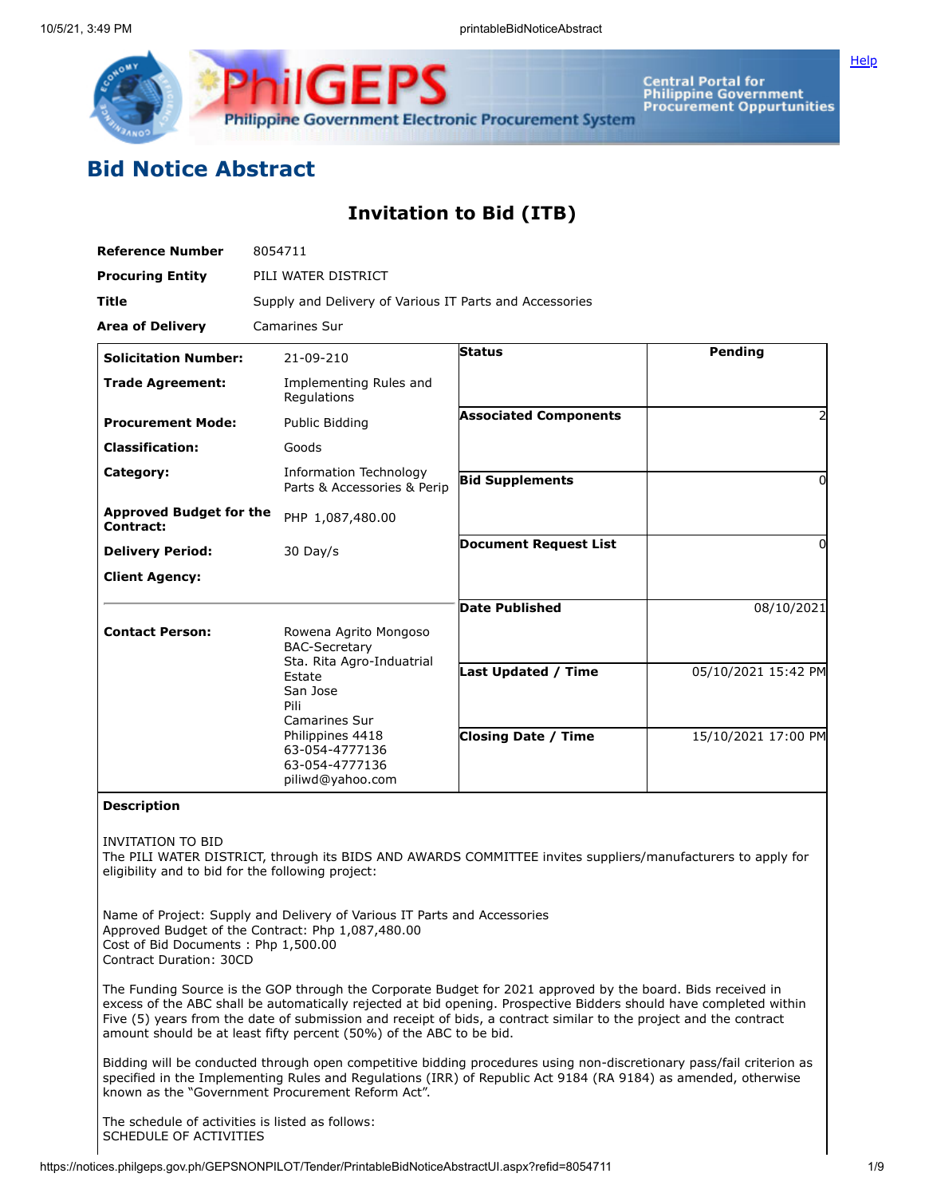# Bid Notice Abstract

## Invitation to Bid (ITB)

| | |
|---|---|
| **Reference Number** | 8054711 |
| **Procuring Entity** | PILI WATER DISTRICT |
| **Title** | Supply and Delivery of Various IT Parts and Accessories |
| **Area of Delivery** | Camarines Sur |

| | | | |
|---|---|---|---|
| **Solicitation Number:** | 21-09-210 | **Status** | Pending |
| **Trade Agreement:** | Implementing Rules and Regulations | | |
| **Procurement Mode:** | Public Bidding | **Associated Components** | 2 |
| **Classification:** | Goods | | |
| **Category:** | Information Technology Parts & Accessories & Perip | **Bid Supplements** | 0 |
| **Approved Budget for the Contract:** | PHP 1,087,480.00 | | |
| **Delivery Period:** | 30 Day/s | **Document Request List** | 0 |
| **Client Agency:** | | | |
| | | **Date Published** | 08/10/2021 |
| **Contact Person:** | Rowena Agrito Mongoso<br>BAC-Secretary<br>Sta. Rita Agro-Induatrial Estate<br>San Jose<br>Pili<br>Camarines Sur<br>Philippines 4418<br>63-054-4777136<br>63-054-4777136<br>piliwd@yahoo.com | **Last Updated / Time** | 05/10/2021 15:42 PM |
| | | **Closing Date / Time** | 15/10/2021 17:00 PM |

**Description**

INVITATION TO BID
The PILI WATER DISTRICT, through its BIDS AND AWARDS COMMITTEE invites suppliers/manufacturers to apply for eligibility and to bid for the following project:

Name of Project: Supply and Delivery of Various IT Parts and Accessories
Approved Budget of the Contract: Php 1,087,480.00
Cost of Bid Documents : Php 1,500.00
Contract Duration: 30CD

The Funding Source is the GOP through the Corporate Budget for 2021 approved by the board. Bids received in excess of the ABC shall be automatically rejected at bid opening. Prospective Bidders should have completed within Five (5) years from the date of submission and receipt of bids, a contract similar to the project and the contract amount should be at least fifty percent (50%) of the ABC to be bid.

Bidding will be conducted through open competitive bidding procedures using non-discretionary pass/fail criterion as specified in the Implementing Rules and Regulations (IRR) of Republic Act 9184 (RA 9184) as amended, otherwise known as the "Government Procurement Reform Act".

The schedule of activities is listed as follows:
SCHEDULE OF ACTIVITIES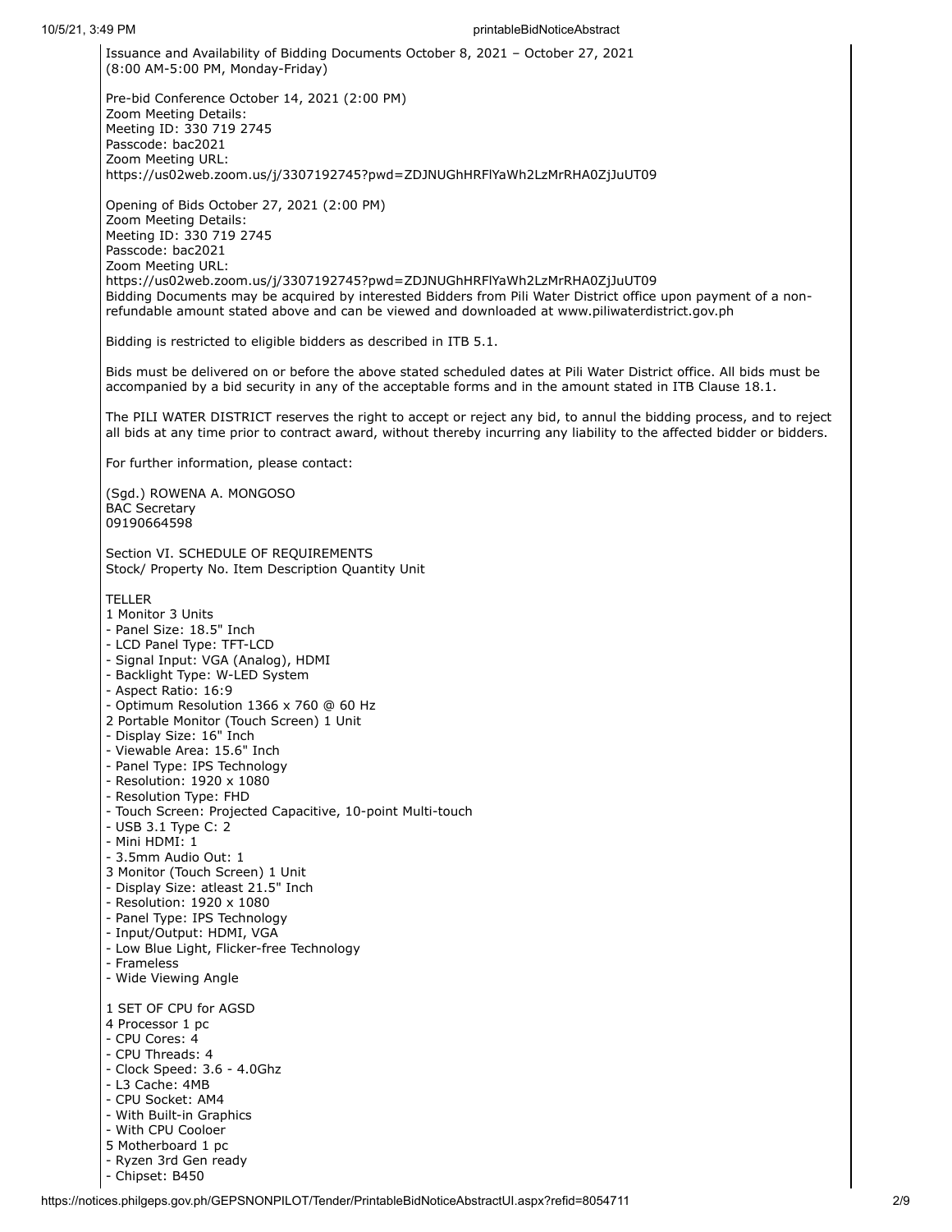Issuance and Availability of Bidding Documents October 8, 2021 – October 27, 2021
(8:00 AM-5:00 PM, Monday-Friday)

Pre-bid Conference October 14, 2021 (2:00 PM)
Zoom Meeting Details:
Meeting ID: 330 719 2745
Passcode: bac2021
Zoom Meeting URL:
https://us02web.zoom.us/j/3307192745?pwd=ZDJNUGhHRFlYaWh2LzMrRHA0ZjJuUT09

Opening of Bids October 27, 2021 (2:00 PM)
Zoom Meeting Details:
Meeting ID: 330 719 2745
Passcode: bac2021
Zoom Meeting URL:
https://us02web.zoom.us/j/3307192745?pwd=ZDJNUGhHRFlYaWh2LzMrRHA0ZjJuUT09
Bidding Documents may be acquired by interested Bidders from Pili Water District office upon payment of a non-refundable amount stated above and can be viewed and downloaded at www.piliwaterdistrict.gov.ph

Bidding is restricted to eligible bidders as described in ITB 5.1.

Bids must be delivered on or before the above stated scheduled dates at Pili Water District office. All bids must be accompanied by a bid security in any of the acceptable forms and in the amount stated in ITB Clause 18.1.

The PILI WATER DISTRICT reserves the right to accept or reject any bid, to annul the bidding process, and to reject all bids at any time prior to contract award, without thereby incurring any liability to the affected bidder or bidders.

For further information, please contact:

(Sgd.) ROWENA A. MONGOSO
BAC Secretary
09190664598

Section VI. SCHEDULE OF REQUIREMENTS
Stock/ Property No. Item Description Quantity Unit

TELLER
1 Monitor 3 Units
- Panel Size: 18.5" Inch
- LCD Panel Type: TFT-LCD
- Signal Input: VGA (Analog), HDMI
- Backlight Type: W-LED System
- Aspect Ratio: 16:9
- Optimum Resolution 1366 x 760 @ 60 Hz

2 Portable Monitor (Touch Screen) 1 Unit
- Display Size: 16" Inch
- Viewable Area: 15.6" Inch
- Panel Type: IPS Technology
- Resolution: 1920 x 1080
- Resolution Type: FHD
- Touch Screen: Projected Capacitive, 10-point Multi-touch
- USB 3.1 Type C: 2
- Mini HDMI: 1
- 3.5mm Audio Out: 1

3 Monitor (Touch Screen) 1 Unit
- Display Size: atleast 21.5" Inch
- Resolution: 1920 x 1080
- Panel Type: IPS Technology
- Input/Output: HDMI, VGA
- Low Blue Light, Flicker-free Technology
- Frameless
- Wide Viewing Angle

1 SET OF CPU for AGSD
4 Processor 1 pc
- CPU Cores: 4
- CPU Threads: 4
- Clock Speed: 3.6 - 4.0Ghz
- L3 Cache: 4MB
- CPU Socket: AM4
- With Built-in Graphics
- With CPU Cooloer

5 Motherboard 1 pc
- Ryzen 3rd Gen ready
- Chipset: B450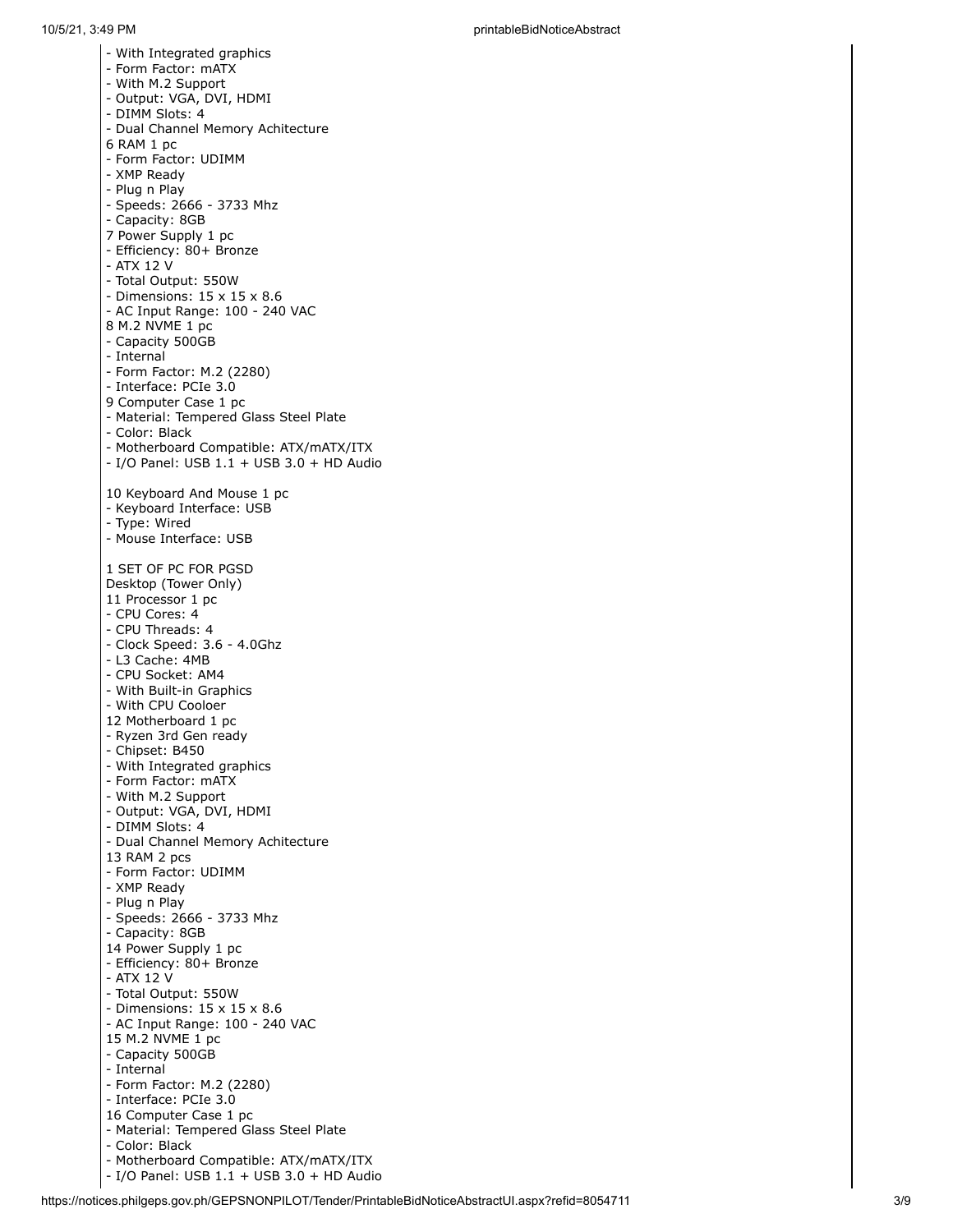- With Integrated graphics
- Form Factor: mATX
- With M.2 Support
- Output: VGA, DVI, HDMI
- DIMM Slots: 4
- Dual Channel Memory Achitecture

6 RAM 1 pc
- Form Factor: UDIMM
- XMP Ready
- Plug n Play
- Speeds: 2666 - 3733 Mhz
- Capacity: 8GB

7 Power Supply 1 pc
- Efficiency: 80+ Bronze
- ATX 12 V
- Total Output: 550W
- Dimensions: 15 x 15 x 8.6
- AC Input Range: 100 - 240 VAC

8 M.2 NVME 1 pc
- Capacity 500GB
- Internal
- Form Factor: M.2 (2280)
- Interface: PCIe 3.0

9 Computer Case 1 pc
- Material: Tempered Glass Steel Plate
- Color: Black
- Motherboard Compatible: ATX/mATX/ITX
- I/O Panel: USB 1.1 + USB 3.0 + HD Audio

10 Keyboard And Mouse 1 pc
- Keyboard Interface: USB
- Type: Wired
- Mouse Interface: USB

1 SET OF PC FOR PGSD
Desktop (Tower Only)

11 Processor 1 pc
- CPU Cores: 4
- CPU Threads: 4
- Clock Speed: 3.6 - 4.0Ghz
- L3 Cache: 4MB
- CPU Socket: AM4
- With Built-in Graphics
- With CPU Cooloer

12 Motherboard 1 pc
- Ryzen 3rd Gen ready
- Chipset: B450
- With Integrated graphics
- Form Factor: mATX
- With M.2 Support
- Output: VGA, DVI, HDMI
- DIMM Slots: 4
- Dual Channel Memory Achitecture

13 RAM 2 pcs
- Form Factor: UDIMM
- XMP Ready
- Plug n Play
- Speeds: 2666 - 3733 Mhz
- Capacity: 8GB

14 Power Supply 1 pc
- Efficiency: 80+ Bronze
- ATX 12 V
- Total Output: 550W
- Dimensions: 15 x 15 x 8.6
- AC Input Range: 100 - 240 VAC

15 M.2 NVME 1 pc
- Capacity 500GB
- Internal
- Form Factor: M.2 (2280)
- Interface: PCIe 3.0

16 Computer Case 1 pc
- Material: Tempered Glass Steel Plate
- Color: Black
- Motherboard Compatible: ATX/mATX/ITX
- I/O Panel: USB 1.1 + USB 3.0 + HD Audio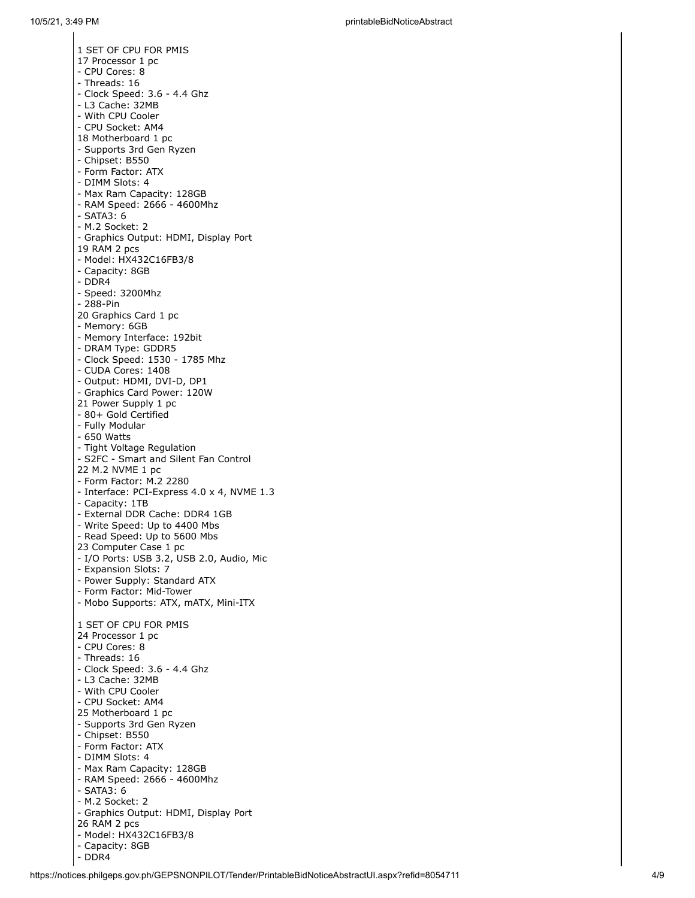1 SET OF CPU FOR PMIS
17 Processor 1 pc
- CPU Cores: 8
- Threads: 16
- Clock Speed: 3.6 - 4.4 Ghz
- L3 Cache: 32MB
- With CPU Cooler
- CPU Socket: AM4
18 Motherboard 1 pc
- Supports 3rd Gen Ryzen
- Chipset: B550
- Form Factor: ATX
- DIMM Slots: 4
- Max Ram Capacity: 128GB
- RAM Speed: 2666 - 4600Mhz
- SATA3: 6
- M.2 Socket: 2
- Graphics Output: HDMI, Display Port
19 RAM 2 pcs
- Model: HX432C16FB3/8
- Capacity: 8GB
- DDR4
- Speed: 3200Mhz
- 288-Pin
20 Graphics Card 1 pc
- Memory: 6GB
- Memory Interface: 192bit
- DRAM Type: GDDR5
- Clock Speed: 1530 - 1785 Mhz
- CUDA Cores: 1408
- Output: HDMI, DVI-D, DP1
- Graphics Card Power: 120W
21 Power Supply 1 pc
- 80+ Gold Certified
- Fully Modular
- 650 Watts
- Tight Voltage Regulation
- S2FC - Smart and Silent Fan Control
22 M.2 NVME 1 pc
- Form Factor: M.2 2280
- Interface: PCI-Express 4.0 x 4, NVME 1.3
- Capacity: 1TB
- External DDR Cache: DDR4 1GB
- Write Speed: Up to 4400 Mbs
- Read Speed: Up to 5600 Mbs
23 Computer Case 1 pc
- I/O Ports: USB 3.2, USB 2.0, Audio, Mic
- Expansion Slots: 7
- Power Supply: Standard ATX
- Form Factor: Mid-Tower
- Mobo Supports: ATX, mATX, Mini-ITX

1 SET OF CPU FOR PMIS
24 Processor 1 pc
- CPU Cores: 8
- Threads: 16
- Clock Speed: 3.6 - 4.4 Ghz
- L3 Cache: 32MB
- With CPU Cooler
- CPU Socket: AM4
25 Motherboard 1 pc
- Supports 3rd Gen Ryzen
- Chipset: B550
- Form Factor: ATX
- DIMM Slots: 4
- Max Ram Capacity: 128GB
- RAM Speed: 2666 - 4600Mhz
- SATA3: 6
- M.2 Socket: 2
- Graphics Output: HDMI, Display Port
26 RAM 2 pcs
- Model: HX432C16FB3/8
- Capacity: 8GB
- DDR4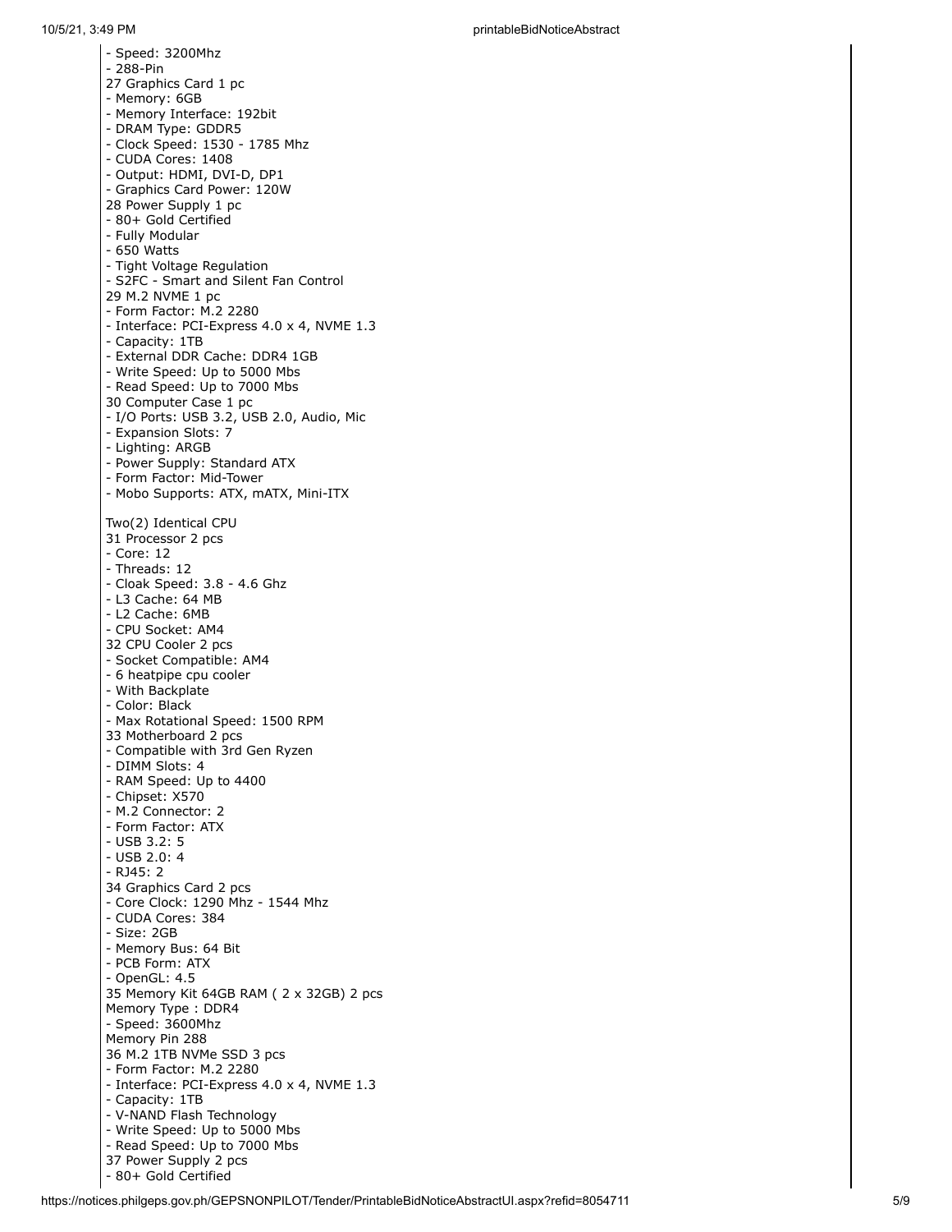- Speed: 3200Mhz
- 288-Pin

27 Graphics Card 1 pc
- Memory: 6GB
- Memory Interface: 192bit
- DRAM Type: GDDR5
- Clock Speed: 1530 - 1785 Mhz
- CUDA Cores: 1408
- Output: HDMI, DVI-D, DP1
- Graphics Card Power: 120W

28 Power Supply 1 pc
- 80+ Gold Certified
- Fully Modular
- 650 Watts
- Tight Voltage Regulation
- S2FC - Smart and Silent Fan Control

29 M.2 NVME 1 pc
- Form Factor: M.2 2280
- Interface: PCI-Express 4.0 x 4, NVME 1.3
- Capacity: 1TB
- External DDR Cache: DDR4 1GB
- Write Speed: Up to 5000 Mbs
- Read Speed: Up to 7000 Mbs

30 Computer Case 1 pc
- I/O Ports: USB 3.2, USB 2.0, Audio, Mic
- Expansion Slots: 7
- Lighting: ARGB
- Power Supply: Standard ATX
- Form Factor: Mid-Tower
- Mobo Supports: ATX, mATX, Mini-ITX

Two(2) Identical CPU

31 Processor 2 pcs
- Core: 12
- Threads: 12
- Cloak Speed: 3.8 - 4.6 Ghz
- L3 Cache: 64 MB
- L2 Cache: 6MB
- CPU Socket: AM4

32 CPU Cooler 2 pcs
- Socket Compatible: AM4
- 6 heatpipe cpu cooler
- With Backplate
- Color: Black
- Max Rotational Speed: 1500 RPM

33 Motherboard 2 pcs
- Compatible with 3rd Gen Ryzen
- DIMM Slots: 4
- RAM Speed: Up to 4400
- Chipset: X570
- M.2 Connector: 2
- Form Factor: ATX
- USB 3.2: 5
- USB 2.0: 4
- RJ45: 2

34 Graphics Card 2 pcs
- Core Clock: 1290 Mhz - 1544 Mhz
- CUDA Cores: 384
- Size: 2GB
- Memory Bus: 64 Bit
- PCB Form: ATX
- OpenGL: 4.5

35 Memory Kit 64GB RAM ( 2 x 32GB) 2 pcs

Memory Type : DDR4
- Speed: 3600Mhz

Memory Pin 288

36 M.2 1TB NVMe SSD 3 pcs
- Form Factor: M.2 2280
- Interface: PCI-Express 4.0 x 4, NVME 1.3
- Capacity: 1TB
- V-NAND Flash Technology
- Write Speed: Up to 5000 Mbs
- Read Speed: Up to 7000 Mbs

37 Power Supply 2 pcs
- 80+ Gold Certified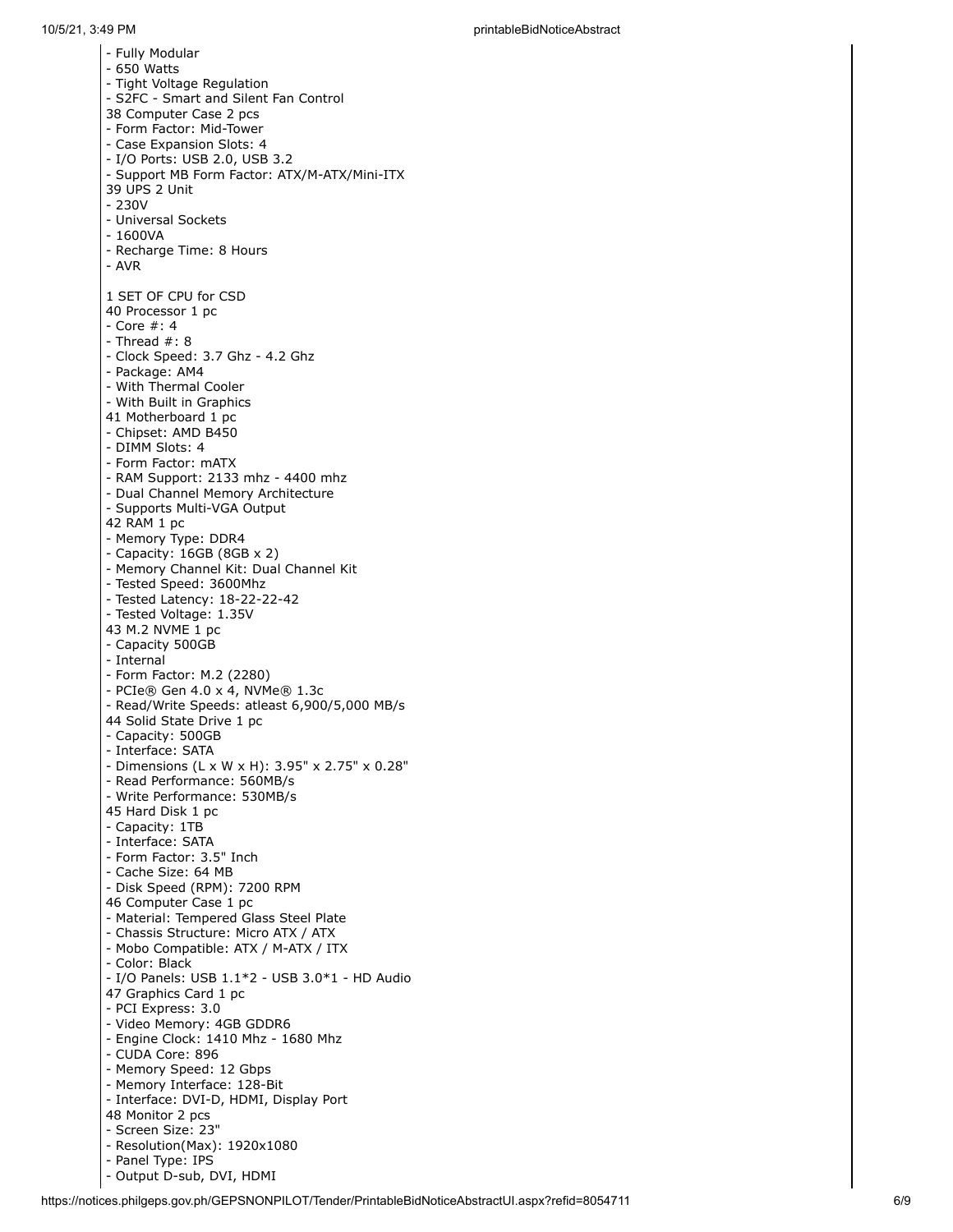- Fully Modular
- 650 Watts
- Tight Voltage Regulation
- S2FC - Smart and Silent Fan Control

38 Computer Case 2 pcs
- Form Factor: Mid-Tower
- Case Expansion Slots: 4
- I/O Ports: USB 2.0, USB 3.2
- Support MB Form Factor: ATX/M-ATX/Mini-ITX

39 UPS 2 Unit
- 230V
- Universal Sockets
- 1600VA
- Recharge Time: 8 Hours
- AVR

1 SET OF CPU for CSD

40 Processor 1 pc
- Core #: 4
- Thread #: 8
- Clock Speed: 3.7 Ghz - 4.2 Ghz
- Package: AM4
- With Thermal Cooler
- With Built in Graphics

41 Motherboard 1 pc
- Chipset: AMD B450
- DIMM Slots: 4
- Form Factor: mATX
- RAM Support: 2133 mhz - 4400 mhz
- Dual Channel Memory Architecture
- Supports Multi-VGA Output

42 RAM 1 pc
- Memory Type: DDR4
- Capacity: 16GB (8GB x 2)
- Memory Channel Kit: Dual Channel Kit
- Tested Speed: 3600Mhz
- Tested Latency: 18-22-22-42
- Tested Voltage: 1.35V

43 M.2 NVME 1 pc
- Capacity 500GB
- Internal
- Form Factor: M.2 (2280)
- PCIe® Gen 4.0 x 4, NVMe® 1.3c
- Read/Write Speeds: atleast 6,900/5,000 MB/s

44 Solid State Drive 1 pc
- Capacity: 500GB
- Interface: SATA
- Dimensions (L x W x H): 3.95" x 2.75" x 0.28"
- Read Performance: 560MB/s
- Write Performance: 530MB/s

45 Hard Disk 1 pc
- Capacity: 1TB
- Interface: SATA
- Form Factor: 3.5" Inch
- Cache Size: 64 MB
- Disk Speed (RPM): 7200 RPM

46 Computer Case 1 pc
- Material: Tempered Glass Steel Plate
- Chassis Structure: Micro ATX / ATX
- Mobo Compatible: ATX / M-ATX / ITX
- Color: Black
- I/O Panels: USB 1.1*2 - USB 3.0*1 - HD Audio

47 Graphics Card 1 pc
- PCI Express: 3.0
- Video Memory: 4GB GDDR6
- Engine Clock: 1410 Mhz - 1680 Mhz
- CUDA Core: 896
- Memory Speed: 12 Gbps
- Memory Interface: 128-Bit
- Interface: DVI-D, HDMI, Display Port

48 Monitor 2 pcs
- Screen Size: 23"
- Resolution(Max): 1920x1080
- Panel Type: IPS
- Output D-sub, DVI, HDMI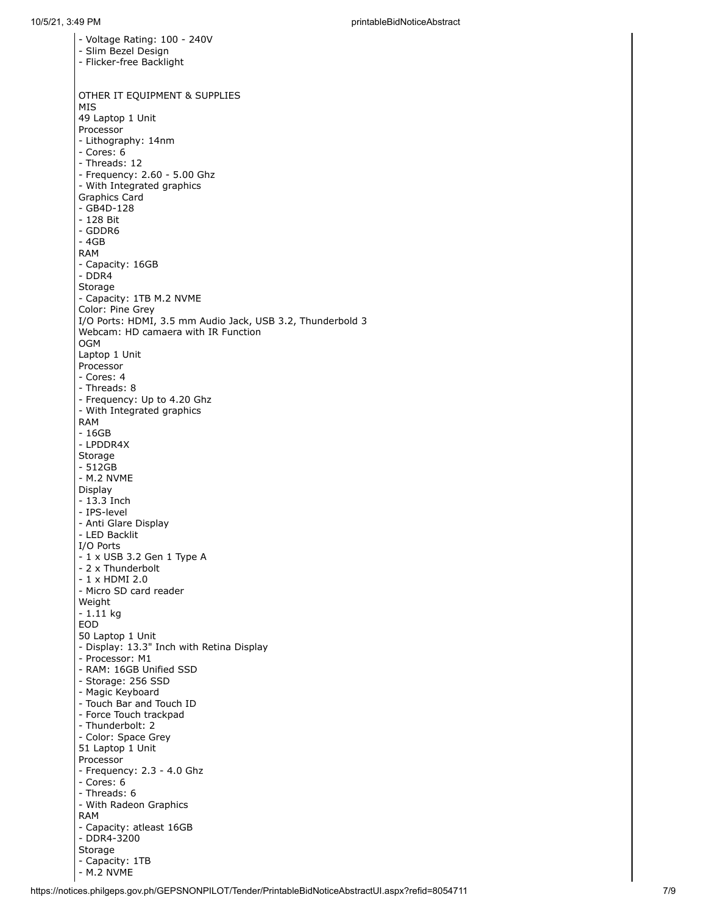- Voltage Rating: 100 - 240V
- Slim Bezel Design
- Flicker-free Backlight

OTHER IT EQUIPMENT & SUPPLIES
MIS
49 Laptop 1 Unit
Processor
- Lithography: 14nm
- Cores: 6
- Threads: 12
- Frequency: 2.60 - 5.00 Ghz
- With Integrated graphics

Graphics Card
- GB4D-128
- 128 Bit
- GDDR6
- 4GB

RAM
- Capacity: 16GB
- DDR4

Storage
- Capacity: 1TB M.2 NVME

Color: Pine Grey
I/O Ports: HDMI, 3.5 mm Audio Jack, USB 3.2, Thunderbold 3
Webcam: HD camaera with IR Function
OGM
Laptop 1 Unit
Processor
- Cores: 4
- Threads: 8
- Frequency: Up to 4.20 Ghz
- With Integrated graphics

RAM
- 16GB
- LPDDR4X

Storage
- 512GB
- M.2 NVME

Display
- 13.3 Inch
- IPS-level
- Anti Glare Display
- LED Backlit

I/O Ports
- 1 x USB 3.2 Gen 1 Type A
- 2 x Thunderbolt
- 1 x HDMI 2.0
- Micro SD card reader

Weight
- 1.11 kg

EOD
50 Laptop 1 Unit
- Display: 13.3" Inch with Retina Display
- Processor: M1
- RAM: 16GB Unified SSD
- Storage: 256 SSD
- Magic Keyboard
- Touch Bar and Touch ID
- Force Touch trackpad
- Thunderbolt: 2
- Color: Space Grey

51 Laptop 1 Unit
Processor
- Frequency: 2.3 - 4.0 Ghz
- Cores: 6
- Threads: 6
- With Radeon Graphics

RAM
- Capacity: atleast 16GB
- DDR4-3200

Storage
- Capacity: 1TB
- M.2 NVME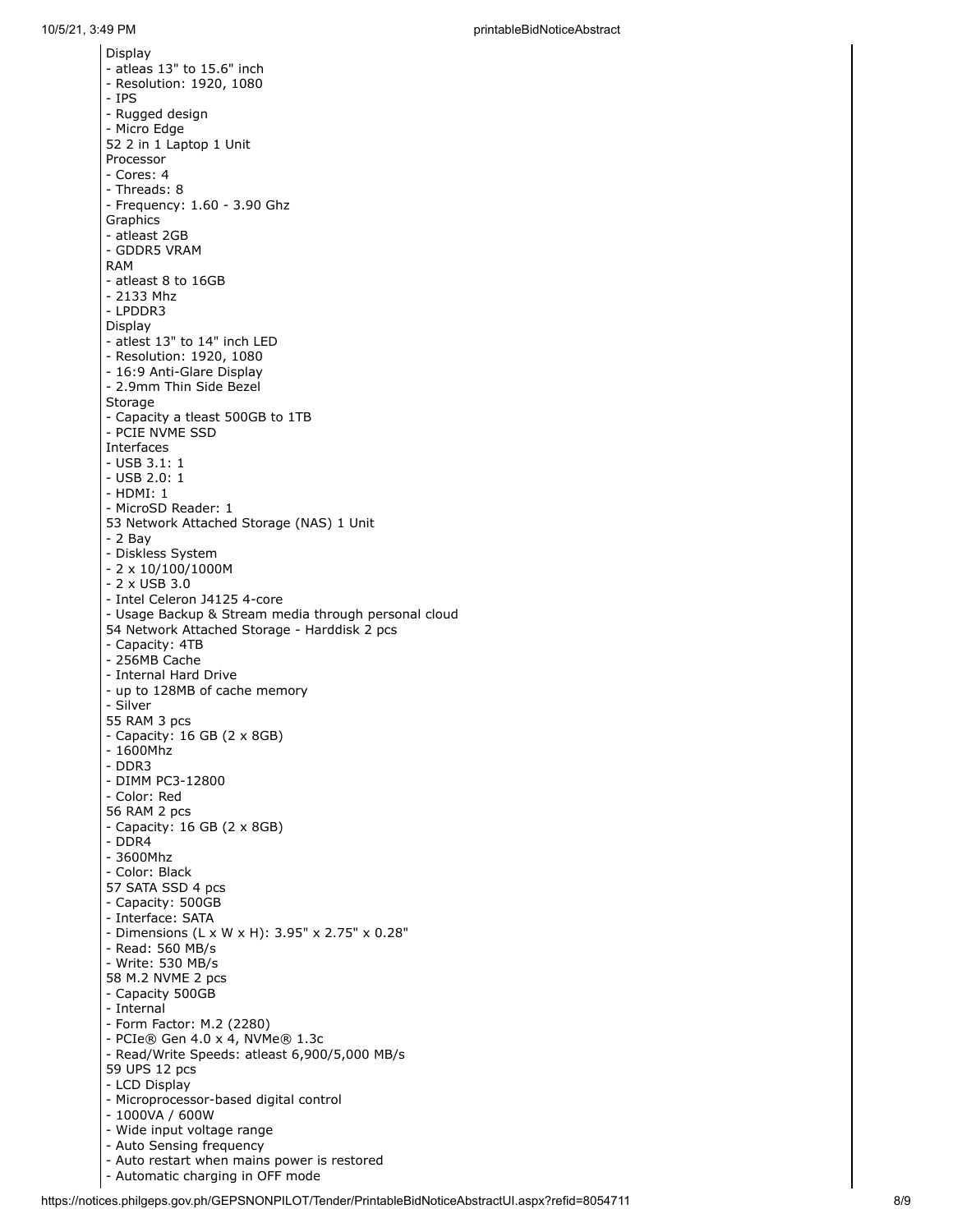Display
- atleas 13" to 15.6" inch
- Resolution: 1920, 1080
- IPS
- Rugged design
- Micro Edge

52 2 in 1 Laptop 1 Unit

Processor
- Cores: 4
- Threads: 8
- Frequency: 1.60 - 3.90 Ghz

Graphics
- atleast 2GB
- GDDR5 VRAM

RAM
- atleast 8 to 16GB
- 2133 Mhz
- LPDDR3

Display
- atlest 13" to 14" inch LED
- Resolution: 1920, 1080
- 16:9 Anti-Glare Display
- 2.9mm Thin Side Bezel

Storage
- Capacity a tleast 500GB to 1TB
- PCIE NVME SSD

Interfaces
- USB 3.1: 1
- USB 2.0: 1
- HDMI: 1
- MicroSD Reader: 1

53 Network Attached Storage (NAS) 1 Unit
- 2 Bay
- Diskless System
- 2 x 10/100/1000M
- 2 x USB 3.0
- Intel Celeron J4125 4-core
- Usage Backup & Stream media through personal cloud

54 Network Attached Storage - Harddisk 2 pcs
- Capacity: 4TB
- 256MB Cache
- Internal Hard Drive
- up to 128MB of cache memory
- Silver

55 RAM 3 pcs
- Capacity: 16 GB (2 x 8GB)
- 1600Mhz
- DDR3
- DIMM PC3-12800
- Color: Red

56 RAM 2 pcs
- Capacity: 16 GB (2 x 8GB)
- DDR4
- 3600Mhz
- Color: Black

57 SATA SSD 4 pcs
- Capacity: 500GB
- Interface: SATA
- Dimensions (L x W x H): 3.95" x 2.75" x 0.28"
- Read: 560 MB/s
- Write: 530 MB/s

58 M.2 NVME 2 pcs
- Capacity 500GB
- Internal
- Form Factor: M.2 (2280)
- PCIe® Gen 4.0 x 4, NVMe® 1.3c
- Read/Write Speeds: atleast 6,900/5,000 MB/s

59 UPS 12 pcs
- LCD Display
- Microprocessor-based digital control
- 1000VA / 600W
- Wide input voltage range
- Auto Sensing frequency
- Auto restart when mains power is restored
- Automatic charging in OFF mode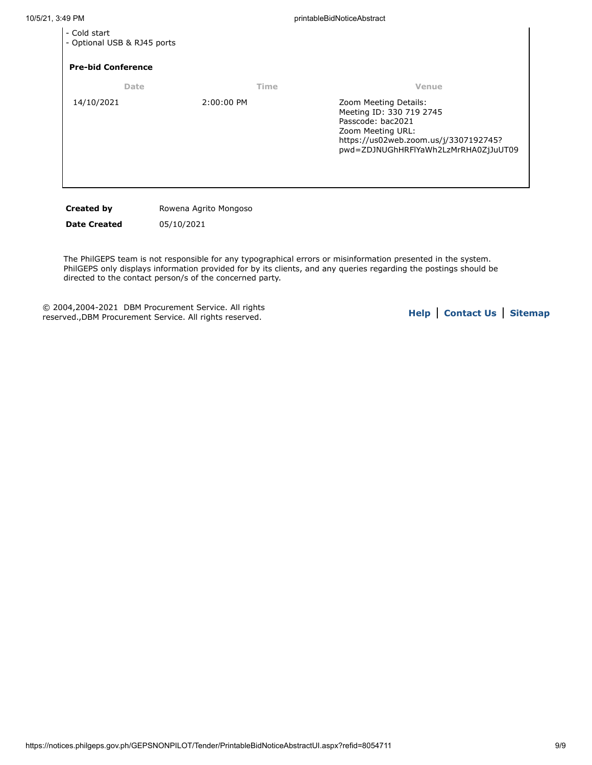- Cold start
- Optional USB & RJ45 ports

**Pre-bid Conference**

| Date | Time | Venue |
|---|---|---|
| 14/10/2021 | 2:00:00 PM | Zoom Meeting Details: Meeting ID: 330 719 2745 Passcode: bac2021 Zoom Meeting URL: https://us02web.zoom.us/j/3307192745?pwd=ZDJNUGhHRFlYaWh2LzMrRHA0ZjJuUT09 |

| | |
|---|---|
| **Created by** | Rowena Agrito Mongoso |
| **Date Created** | 05/10/2021 |

The PhilGEPS team is not responsible for any typographical errors or misinformation presented in the system. PhilGEPS only displays information provided for by its clients, and any queries regarding the postings should be directed to the contact person/s of the concerned party.

© 2004,2004-2021 DBM Procurement Service. All rights reserved.,DBM Procurement Service. All rights reserved.

**Help** | **Contact Us** | **Sitemap**